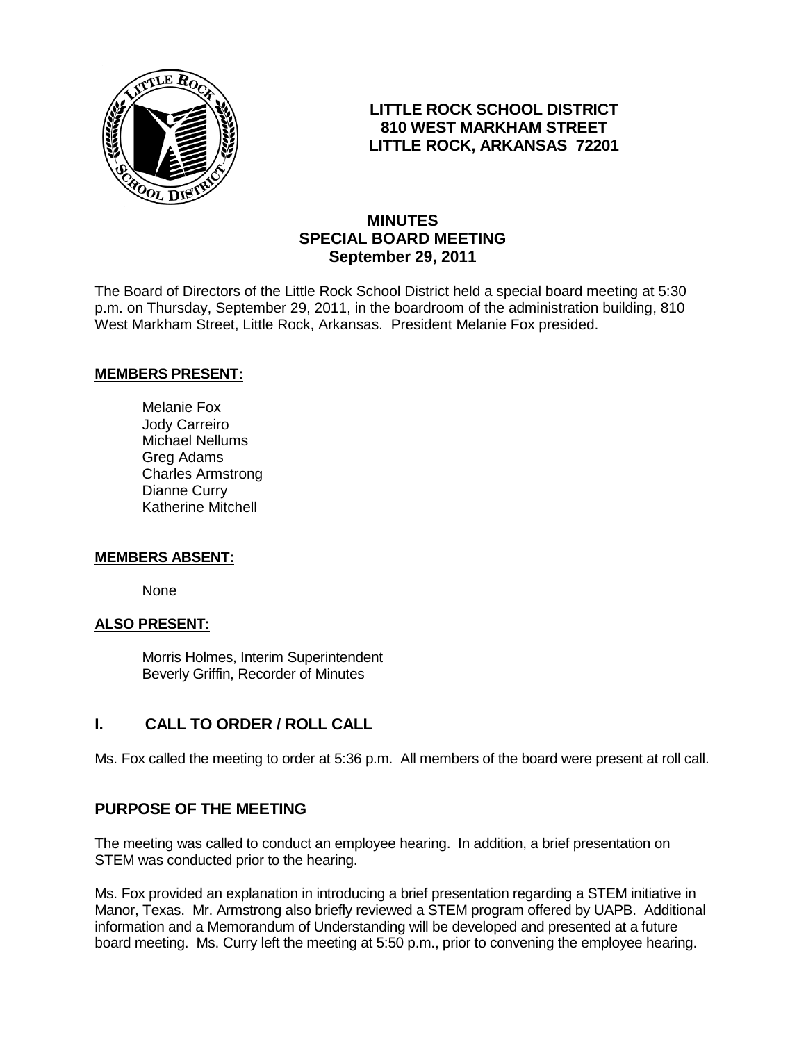**LITTLE ROCK SCHOOL DISTRICT**
**810 WEST MARKHAM STREET**
**LITTLE ROCK, ARKANSAS 72201**

# MINUTES
## SPECIAL BOARD MEETING
### September 29, 2011

The Board of Directors of the Little Rock School District held a special board meeting at 5:30 p.m. on Thursday, September 29, 2011, in the boardroom of the administration building, 810 West Markham Street, Little Rock, Arkansas. President Melanie Fox presided.

**MEMBERS PRESENT:**

Melanie Fox
Jody Carreiro
Michael Nellums
Greg Adams
Charles Armstrong
Dianne Curry
Katherine Mitchell

**MEMBERS ABSENT:**

None

**ALSO PRESENT:**

Morris Holmes, Interim Superintendent
Beverly Griffin, Recorder of Minutes

## I. CALL TO ORDER / ROLL CALL

Ms. Fox called the meeting to order at 5:36 p.m. All members of the board were present at roll call.

## PURPOSE OF THE MEETING

The meeting was called to conduct an employee hearing. In addition, a brief presentation on STEM was conducted prior to the hearing.

Ms. Fox provided an explanation in introducing a brief presentation regarding a STEM initiative in Manor, Texas. Mr. Armstrong also briefly reviewed a STEM program offered by UAPB. Additional information and a Memorandum of Understanding will be developed and presented at a future board meeting. Ms. Curry left the meeting at 5:50 p.m., prior to convening the employee hearing.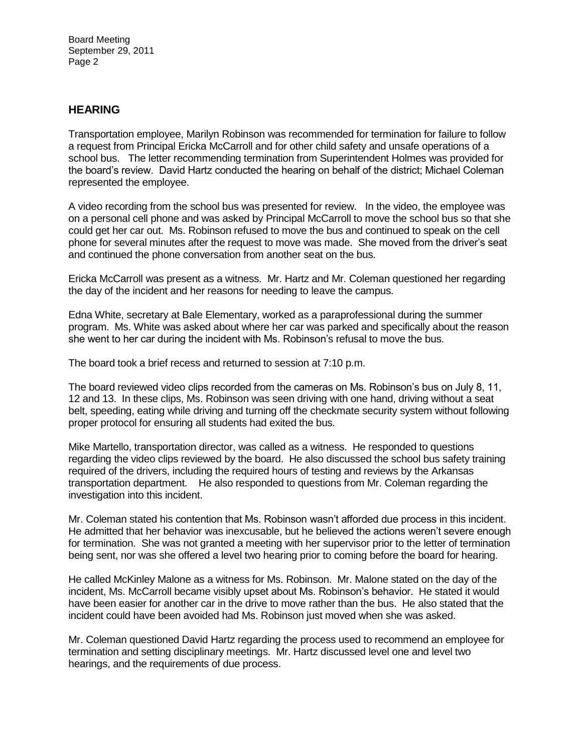## HEARING

Transportation employee, Marilyn Robinson was recommended for termination for failure to follow a request from Principal Ericka McCarroll and for other child safety and unsafe operations of a school bus. The letter recommending termination from Superintendent Holmes was provided for the board's review. David Hartz conducted the hearing on behalf of the district; Michael Coleman represented the employee.

A video recording from the school bus was presented for review. In the video, the employee was on a personal cell phone and was asked by Principal McCarroll to move the school bus so that she could get her car out. Ms. Robinson refused to move the bus and continued to speak on the cell phone for several minutes after the request to move was made. She moved from the driver's seat and continued the phone conversation from another seat on the bus.

Ericka McCarroll was present as a witness. Mr. Hartz and Mr. Coleman questioned her regarding the day of the incident and her reasons for needing to leave the campus.

Edna White, secretary at Bale Elementary, worked as a paraprofessional during the summer program. Ms. White was asked about where her car was parked and specifically about the reason she went to her car during the incident with Ms. Robinson's refusal to move the bus.

The board took a brief recess and returned to session at 7:10 p.m.

The board reviewed video clips recorded from the cameras on Ms. Robinson's bus on July 8, 11, 12 and 13. In these clips, Ms. Robinson was seen driving with one hand, driving without a seat belt, speeding, eating while driving and turning off the checkmate security system without following proper protocol for ensuring all students had exited the bus.

Mike Martello, transportation director, was called as a witness. He responded to questions regarding the video clips reviewed by the board. He also discussed the school bus safety training required of the drivers, including the required hours of testing and reviews by the Arkansas transportation department. He also responded to questions from Mr. Coleman regarding the investigation into this incident.

Mr. Coleman stated his contention that Ms. Robinson wasn't afforded due process in this incident. He admitted that her behavior was inexcusable, but he believed the actions weren't severe enough for termination. She was not granted a meeting with her supervisor prior to the letter of termination being sent, nor was she offered a level two hearing prior to coming before the board for hearing.

He called McKinley Malone as a witness for Ms. Robinson. Mr. Malone stated on the day of the incident, Ms. McCarroll became visibly upset about Ms. Robinson's behavior. He stated it would have been easier for another car in the drive to move rather than the bus. He also stated that the incident could have been avoided had Ms. Robinson just moved when she was asked.

Mr. Coleman questioned David Hartz regarding the process used to recommend an employee for termination and setting disciplinary meetings. Mr. Hartz discussed level one and level two hearings, and the requirements of due process.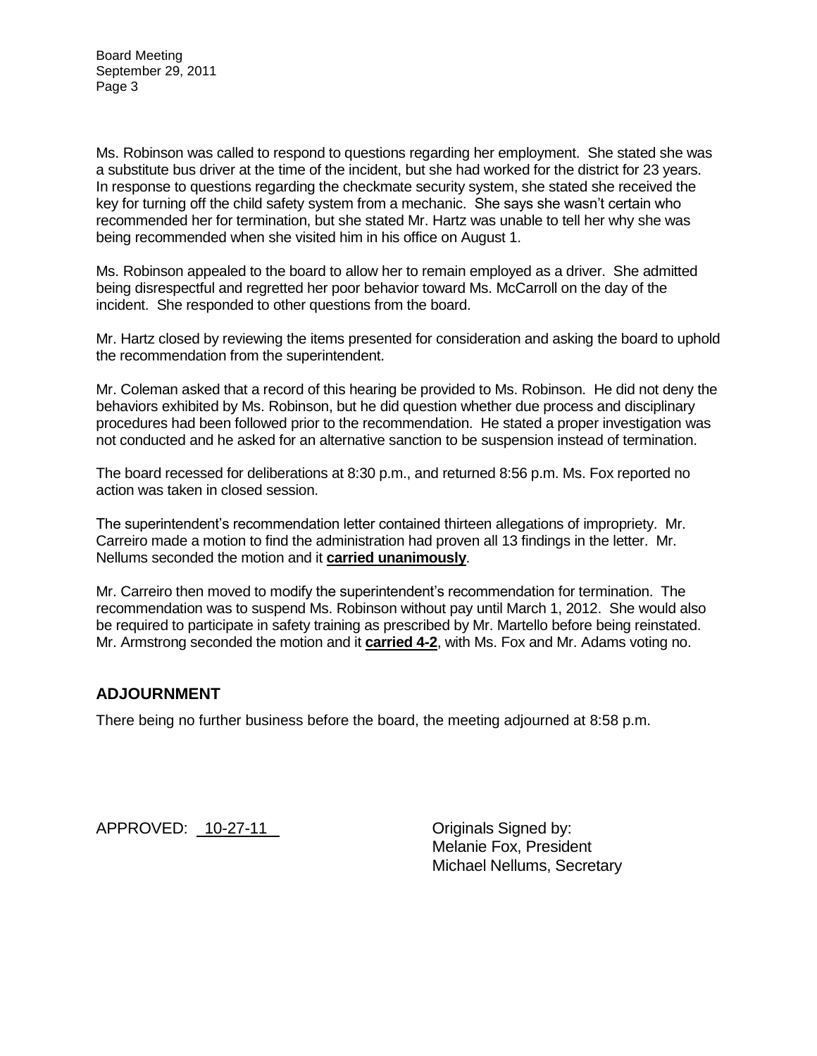Ms. Robinson was called to respond to questions regarding her employment. She stated she was a substitute bus driver at the time of the incident, but she had worked for the district for 23 years. In response to questions regarding the checkmate security system, she stated she received the key for turning off the child safety system from a mechanic. She says she wasn't certain who recommended her for termination, but she stated Mr. Hartz was unable to tell her why she was being recommended when she visited him in his office on August 1.

Ms. Robinson appealed to the board to allow her to remain employed as a driver. She admitted being disrespectful and regretted her poor behavior toward Ms. McCarroll on the day of the incident. She responded to other questions from the board.

Mr. Hartz closed by reviewing the items presented for consideration and asking the board to uphold the recommendation from the superintendent.

Mr. Coleman asked that a record of this hearing be provided to Ms. Robinson. He did not deny the behaviors exhibited by Ms. Robinson, but he did question whether due process and disciplinary procedures had been followed prior to the recommendation. He stated a proper investigation was not conducted and he asked for an alternative sanction to be suspension instead of termination.

The board recessed for deliberations at 8:30 p.m., and returned 8:56 p.m. Ms. Fox reported no action was taken in closed session.

The superintendent's recommendation letter contained thirteen allegations of impropriety. Mr. Carreiro made a motion to find the administration had proven all 13 findings in the letter. Mr. Nellums seconded the motion and it **carried unanimously**.

Mr. Carreiro then moved to modify the superintendent's recommendation for termination. The recommendation was to suspend Ms. Robinson without pay until March 1, 2012. She would also be required to participate in safety training as prescribed by Mr. Martello before being reinstated. Mr. Armstrong seconded the motion and it **carried 4-2**, with Ms. Fox and Mr. Adams voting no.

## ADJOURNMENT

There being no further business before the board, the meeting adjourned at 8:58 p.m.

APPROVED: 10-27-11

Originals Signed by:
Melanie Fox, President
Michael Nellums, Secretary